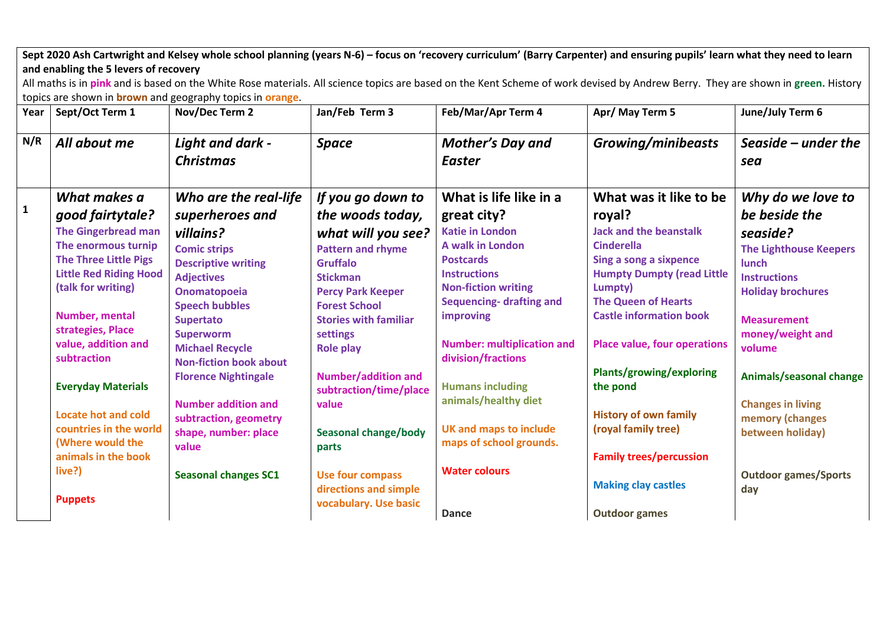**Sept 2020 Ash Cartwright and Kelsey whole school planning (years N-6) – focus on 'recovery curriculum' (Barry Carpenter) and ensuring pupils' learn what they need to learn and enabling the 5 levers of recovery**

All maths is in **pink** and is based on the White Rose materials. All science topics are based on the Kent Scheme of work devised by Andrew Berry. They are shown in **green.** History topics are shown in **brown** and geography topics in **orange**.

| Year | Sept/Oct Term 1 | Nov/Dec Term 2 | Jan/Feb Term 3 | Feb/Mar/Apr Term 4 | Apr/ May Term 5 | June/July Term 6 |
|---|---|---|---|---|---|---|
| N/R | ***All about me*** | ***Light and dark - Christmas*** | ***Space*** | ***Mother's Day and Easter*** | ***Growing/minibeasts*** | ***Seaside – under the sea*** |
| 1 | ***What makes a good fairytale?*** **The Gingerbread man** **The enormous turnip** **The Three Little Pigs** **Little Red Riding Hood (talk for writing)** **Number, mental strategies, Place value, addition and subtraction** **Everyday Materials** **Locate hot and cold countries in the world (Where would the animals in the book live?)** **Puppets** | ***Who are the real-life superheroes and villains?*** **Comic strips** **Descriptive writing** **Adjectives** **Onomatopoeia** **Speech bubbles** **Supertato** **Superworm** **Michael Recycle** **Non-fiction book about Florence Nightingale** **Number addition and subtraction, geometry shape, number: place value** **Seasonal changes SC1** | ***If you go down to the woods today, what will you see?*** **Pattern and rhyme** **Gruffalo** **Stickman** **Percy Park Keeper** **Forest School** **Stories with familiar settings** **Role play** **Number/addition and subtraction/time/place value** **Seasonal change/body parts** **Use four compass directions and simple vocabulary. Use basic** | **What is life like in a great city?** **Katie in London** **A walk in London** **Postcards** **Instructions** **Non-fiction writing** **Sequencing- drafting and improving** **Number: multiplication and division/fractions** **Humans including animals/healthy diet** **UK and maps to include maps of school grounds.** **Water colours** **Dance** | **What was it like to be royal?** **Jack and the beanstalk** **Cinderella** **Sing a song a sixpence** **Humpty Dumpty (read Little Lumpty)** **The Queen of Hearts** **Castle information book** **Place value, four operations** **Plants/growing/exploring the pond** **History of own family (royal family tree)** **Family trees/percussion** **Making clay castles** **Outdoor games** | ***Why do we love to be beside the seaside?*** **The Lighthouse Keepers lunch** **Instructions** **Holiday brochures** **Measurement money/weight and volume** **Animals/seasonal change** **Changes in living memory (changes between holiday)** **Outdoor games/Sports day** |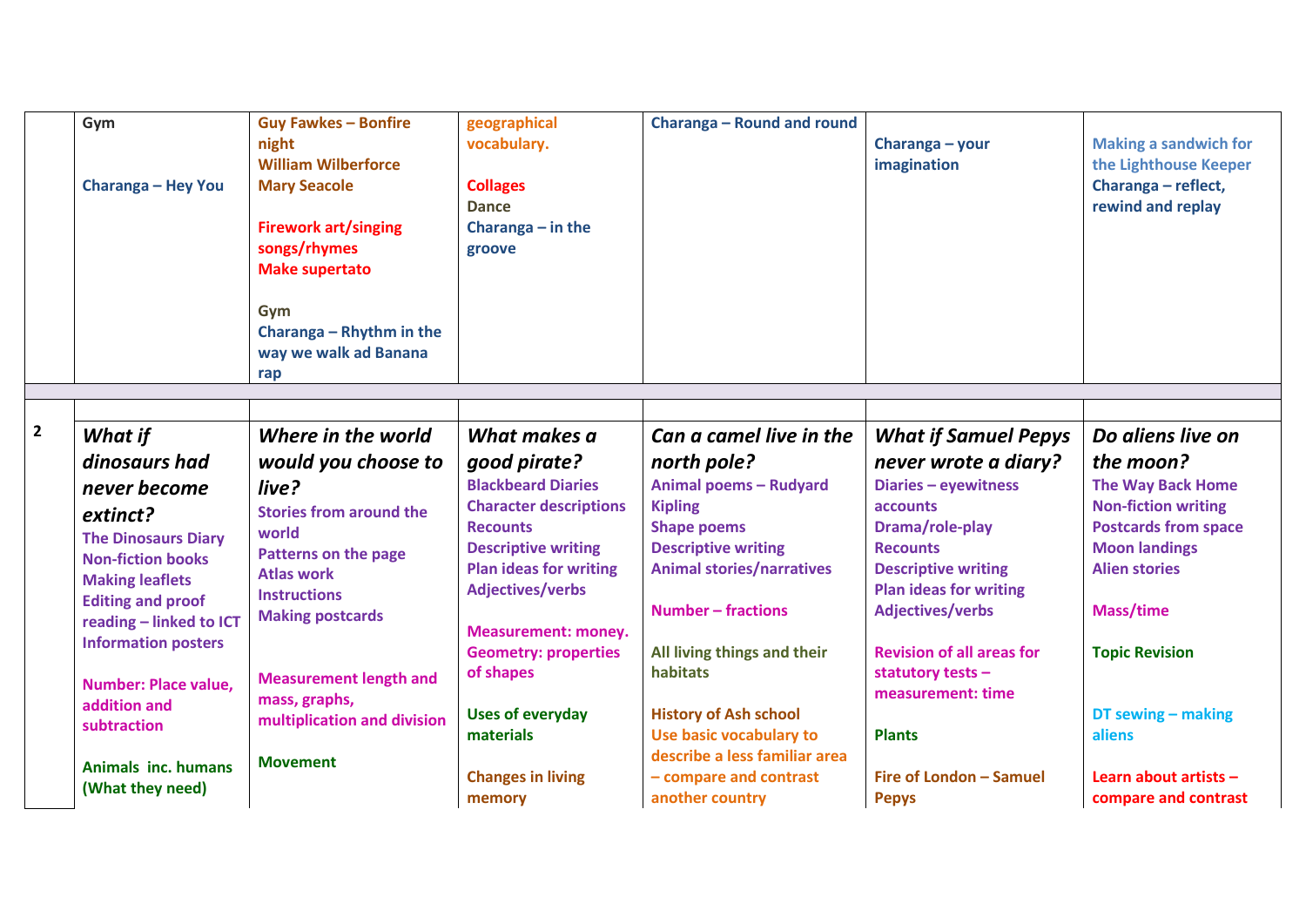| | | | | | | |
|---|---|---|---|---|---|---|
| | Gym<br><br>Charanga – Hey You | Guy Fawkes – Bonfire night<br>William Wilberforce<br>Mary Seacole<br><br>Firework art/singing songs/rhymes<br>Make supertato<br><br>Gym<br>Charanga – Rhythm in the way we walk ad Banana rap | geographical vocabulary.<br><br>Collages<br>Dance<br>Charanga – in the groove | Charanga – Round and round | Charanga – your imagination | Making a sandwich for the Lighthouse Keeper<br>Charanga – reflect, rewind and replay |
| | | | | | | |
| | | | | | | |
| 2 | ***What if dinosaurs had never become extinct?***<br>The Dinosaurs Diary<br>Non-fiction books<br>Making leaflets<br>Editing and proof reading – linked to ICT<br>Information posters<br><br>Number: Place value, addition and subtraction<br><br>Animals inc. humans (What they need) | ***Where in the world would you choose to live?***<br>Stories from around the world<br>Patterns on the page<br>Atlas work<br>Instructions<br>Making postcards<br><br>Measurement length and mass, graphs, multiplication and division<br><br>Movement | ***What makes a good pirate?***<br>Blackbeard Diaries<br>Character descriptions<br>Recounts<br>Descriptive writing<br>Plan ideas for writing<br>Adjectives/verbs<br><br>Measurement: money.<br>Geometry: properties of shapes<br><br>Uses of everyday materials<br><br>Changes in living memory | ***Can a camel live in the north pole?***<br>Animal poems – Rudyard Kipling<br>Shape poems<br>Descriptive writing<br>Animal stories/narratives<br><br>Number – fractions<br><br>All living things and their habitats<br><br>History of Ash school<br>Use basic vocabulary to describe a less familiar area – compare and contrast another country | ***What if Samuel Pepys never wrote a diary?***<br>Diaries – eyewitness accounts<br>Drama/role-play<br>Recounts<br>Descriptive writing<br>Plan ideas for writing<br>Adjectives/verbs<br><br>Revision of all areas for statutory tests – measurement: time<br><br>Plants<br><br>Fire of London – Samuel Pepys | ***Do aliens live on the moon?***<br>The Way Back Home<br>Non-fiction writing<br>Postcards from space<br>Moon landings<br>Alien stories<br><br>Mass/time<br><br>Topic Revision<br><br>DT sewing – making aliens<br><br>Learn about artists – compare and contrast |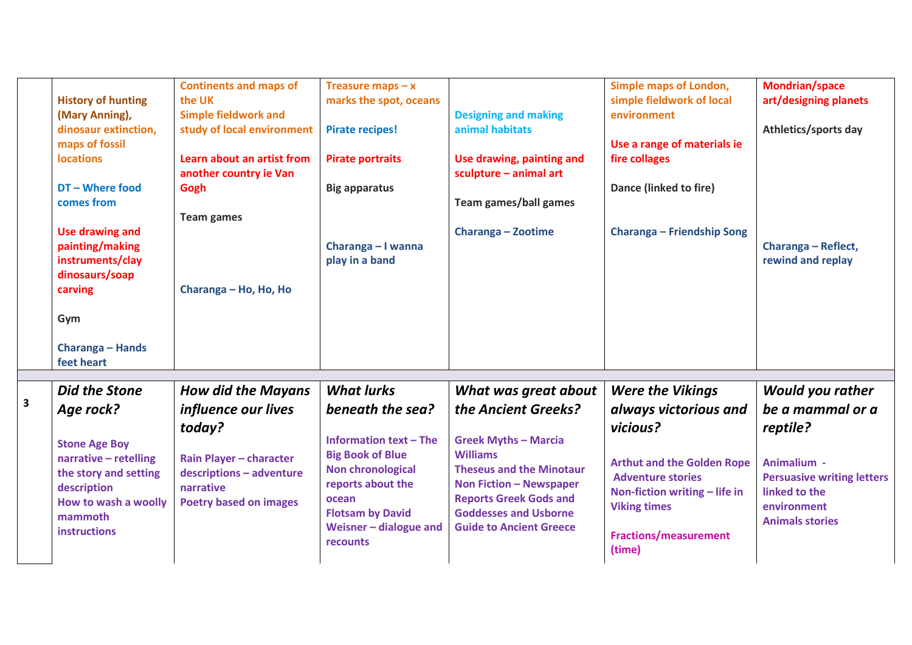| | | | | | | |
|---|---|---|---|---|---|---|
| | History of hunting (Mary Anning), dinosaur extinction, maps of fossil locations<br><br>DT – Where food comes from<br><br>Use drawing and painting/making instruments/clay dinosaurs/soap carving<br><br>Gym<br><br>Charanga – Hands feet heart | Continents and maps of the UK<br>Simple fieldwork and study of local environment<br><br>Learn about an artist from another country ie Van Gogh<br><br>Team games<br><br>Charanga – Ho, Ho, Ho | Treasure maps – x marks the spot, oceans<br><br>Pirate recipes!<br><br>Pirate portraits<br><br>Big apparatus<br><br>Charanga – I wanna play in a band | Designing and making animal habitats<br><br>Use drawing, painting and sculpture – animal art<br><br>Team games/ball games<br><br>Charanga – Zootime | Simple maps of London, simple fieldwork of local environment<br><br>Use a range of materials ie fire collages<br><br>Dance (linked to fire)<br><br>Charanga – Friendship Song | Mondrian/space art/designing planets<br><br>Athletics/sports day<br><br>Charanga – Reflect, rewind and replay |
| | | | | | | |
| 3 | ***Did the Stone Age rock?***<br><br>Stone Age Boy narrative – retelling the story and setting description<br>How to wash a woolly mammoth instructions | ***How did the Mayans influence our lives today?***<br><br>Rain Player – character descriptions – adventure narrative<br>Poetry based on images | ***What lurks beneath the sea?***<br><br>Information text – The Big Book of Blue<br>Non chronological reports about the ocean<br>Flotsam by David Weisner – dialogue and recounts | ***What was great about the Ancient Greeks?***<br><br>Greek Myths – Marcia Williams<br>Theseus and the Minotaur<br>Non Fiction – Newspaper Reports Greek Gods and Goddesses and Usborne Guide to Ancient Greece | ***Were the Vikings always victorious and vicious?***<br><br>Arthut and the Golden Rope Adventure stories<br>Non-fiction writing – life in Viking times<br><br>Fractions/measurement (time) | ***Would you rather be a mammal or a reptile?***<br><br>Animalium - Persuasive writing letters linked to the environment<br>Animals stories |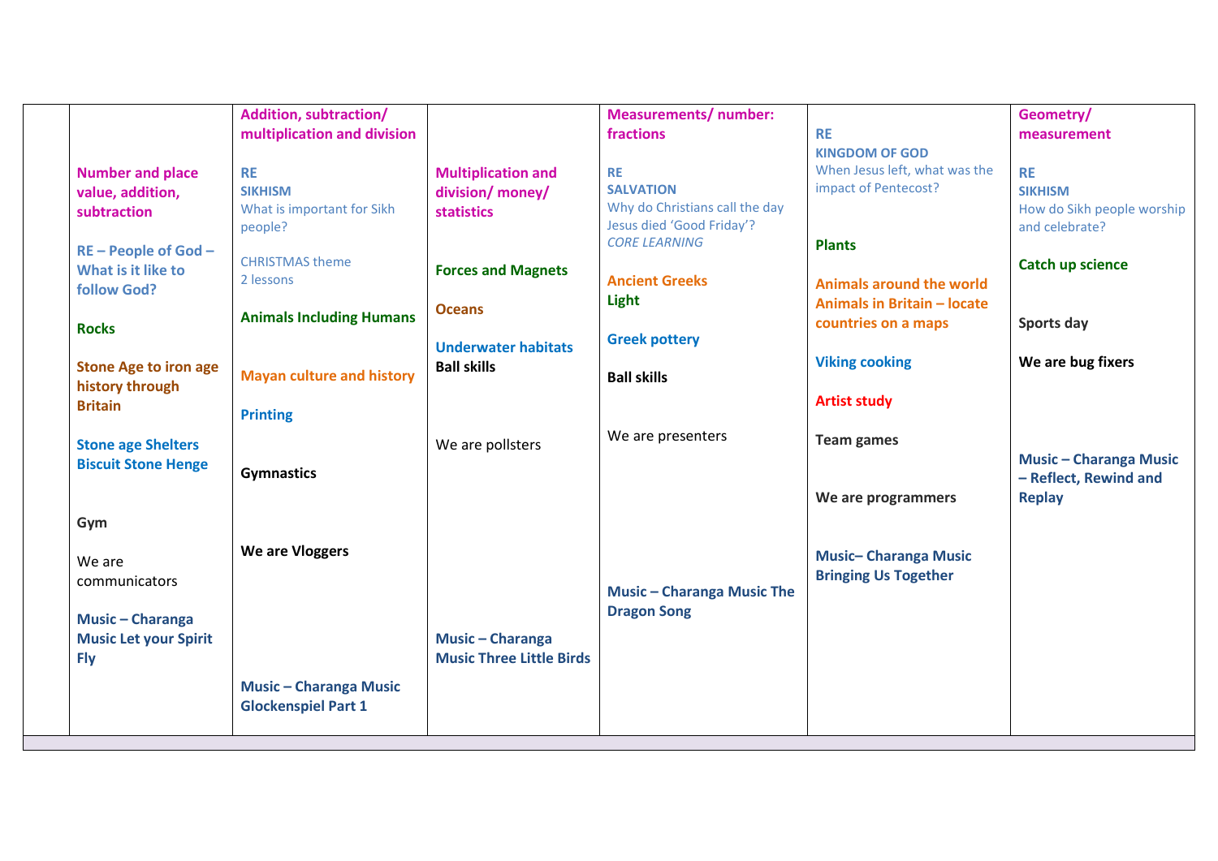| | | | | | | |
|---|---|---|---|---|---|---|
| | **Number and place value, addition, subtraction**<br><br>**RE – People of God – What is it like to follow God?**<br><br>**Rocks**<br><br>**Stone Age to iron age history through Britain**<br><br>**Stone age Shelters Biscuit Stone Henge**<br><br>**Gym**<br><br>We are communicators<br><br>**Music – Charanga Music Let your Spirit Fly** | **Addition, subtraction/ multiplication and division**<br><br>**RE**<br>**SIKHISM**<br>What is important for Sikh people?<br><br>CHRISTMAS theme<br>2 lessons<br><br>**Animals Including Humans**<br><br>**Mayan culture and history**<br><br>**Printing**<br><br>**Gymnastics**<br><br>**We are Vloggers**<br><br>**Music – Charanga Music Glockenspiel Part 1** | **Multiplication and division/ money/ statistics**<br><br>**Forces and Magnets**<br><br>**Oceans**<br><br>**Underwater habitats**<br>**Ball skills**<br><br>We are pollsters<br><br>**Music – Charanga Music Three Little Birds** | **Measurements/ number: fractions**<br><br>**RE**<br>**SALVATION**<br>Why do Christians call the day Jesus died 'Good Friday'?<br>*CORE LEARNING*<br><br>**Ancient Greeks**<br>**Light**<br><br>**Greek pottery**<br><br>**Ball skills**<br><br>We are presenters<br><br>**Music – Charanga Music The Dragon Song** | **RE**<br>**KINGDOM OF GOD**<br>When Jesus left, what was the impact of Pentecost?<br><br>**Plants**<br><br>**Animals around the world**<br>**Animals in Britain – locate countries on a maps**<br><br>**Viking cooking**<br><br>**Artist study**<br><br>**Team games**<br><br>**We are programmers**<br><br>**Music– Charanga Music Bringing Us Together** | **Geometry/ measurement**<br><br>**RE**<br>**SIKHISM**<br>How do Sikh people worship and celebrate?<br><br>**Catch up science**<br><br>**Sports day**<br><br>**We are bug fixers**<br><br>**Music – Charanga Music – Reflect, Rewind and Replay** |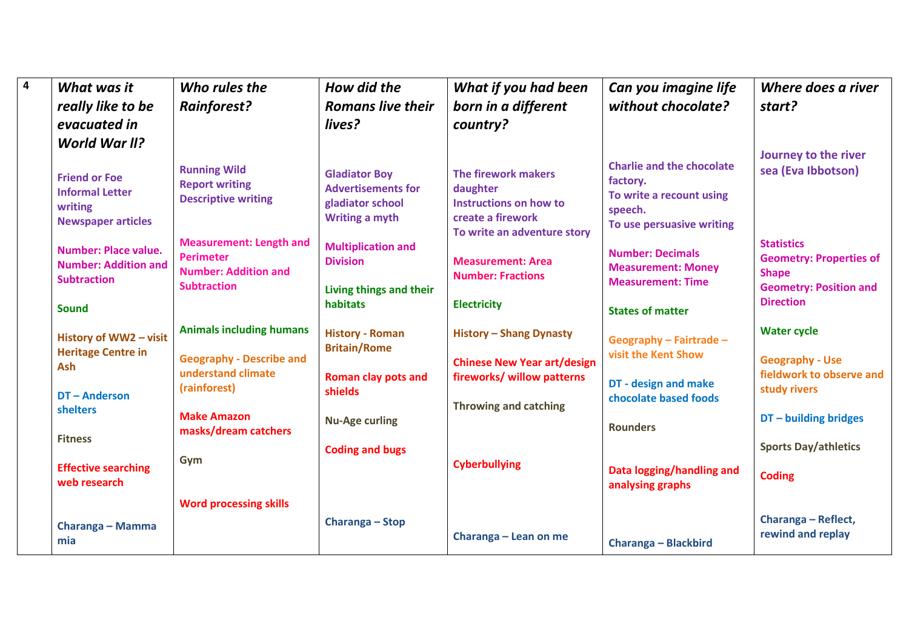| 4 | *What was it really like to be evacuated in World War II?* | *Who rules the Rainforest?* | *How did the Romans live their lives?* | *What if you had been born in a different country?* | *Can you imagine life without chocolate?* | *Where does a river start?* |
|---|---|---|---|---|---|---|
| | **Friend or Foe**<br>**Informal Letter writing**<br>**Newspaper articles** | **Running Wild**<br>**Report writing**<br>**Descriptive writing** | **Gladiator Boy**<br>**Advertisements for gladiator school**<br>**Writing a myth** | **The firework makers daughter**<br>**Instructions on how to create a firework**<br>**To write an adventure story** | **Charlie and the chocolate factory.**<br>**To write a recount using speech.**<br>**To use persuasive writing** | **Journey to the river sea (Eva Ibbotson)** |
| | **Number: Place value.**<br>**Number: Addition and Subtraction** | **Measurement: Length and Perimeter**<br>**Number: Addition and Subtraction** | **Multiplication and Division** | **Measurement: Area**<br>**Number: Fractions** | **Number: Decimals**<br>**Measurement: Money**<br>**Measurement: Time** | **Statistics**<br>**Geometry: Properties of Shape**<br>**Geometry: Position and Direction** |
| | **Sound** | **Animals including humans** | **Living things and their habitats** | **Electricity** | **States of matter** | **Water cycle** |
| | **History of WW2 – visit Heritage Centre in Ash** | **Geography - Describe and understand climate (rainforest)** | **History - Roman Britain/Rome** | **History – Shang Dynasty** | **Geography – Fairtrade – visit the Kent Show** | **Geography - Use fieldwork to observe and study rivers** |
| | **DT – Anderson shelters** | **Make Amazon masks/dream catchers** | **Roman clay pots and shields** | **Chinese New Year art/design fireworks/ willow patterns** | **DT - design and make chocolate based foods** | **DT – building bridges** |
| | **Fitness** | **Gym** | **Nu-Age curling** | **Throwing and catching** | **Rounders** | **Sports Day/athletics** |
| | **Effective searching web research** | **Word processing skills** | **Coding and bugs** | **Cyberbullying** | **Data logging/handling and analysing graphs** | **Coding** |
| | **Charanga – Mamma mia** | | **Charanga – Stop** | **Charanga – Lean on me** | **Charanga – Blackbird** | **Charanga – Reflect, rewind and replay** |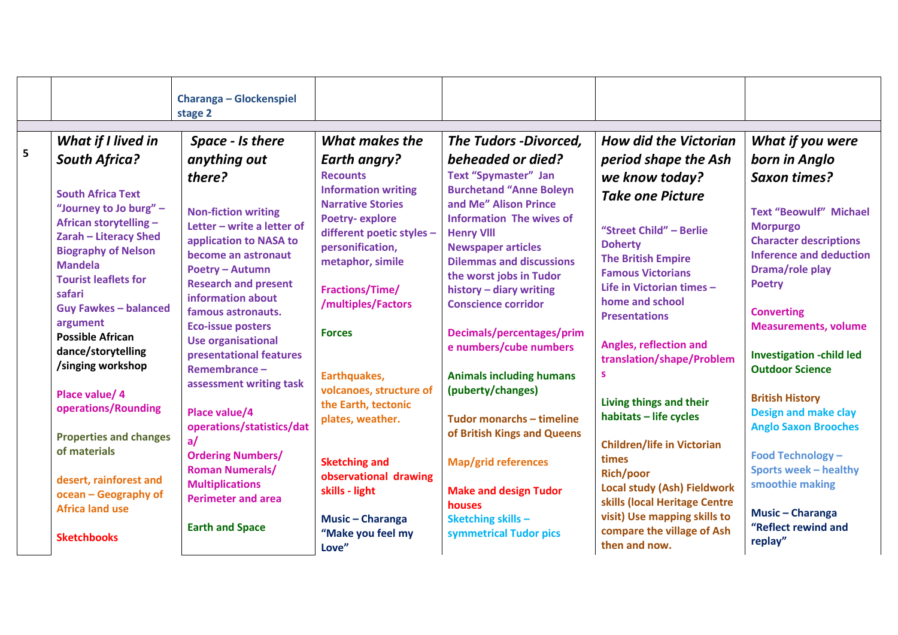|   |   | Charanga – Glockenspiel stage 2 |   |   |   |   |
|---|---|---|---|---|---|---|
| **5** | ***What if I lived in South Africa?***<br><br>**South Africa Text "Journey to Jo burg" – African storytelling – Zarah – Literacy Shed Biography of Nelson Mandela Tourist leaflets for safari Guy Fawkes – balanced argument Possible African dance/storytelling /singing workshop**<br><br>**Place value/ 4 operations/Rounding**<br><br>**Properties and changes of materials**<br><br>**desert, rainforest and ocean – Geography of Africa land use**<br><br>**Sketchbooks** | ***Space - Is there anything out there?***<br><br>**Non-fiction writing Letter – write a letter of application to NASA to become an astronaut Poetry – Autumn Research and present information about famous astronauts. Eco-issue posters Use organisational presentational features Remembrance – assessment writing task**<br><br>**Place value/4 operations/statistics/data/ Ordering Numbers/ Roman Numerals/ Multiplications Perimeter and area**<br><br>**Earth and Space** | ***What makes the Earth angry?***<br>**Recounts Information writing Narrative Stories Poetry- explore different poetic styles – personification, metaphor, simile**<br><br>**Fractions/Time/ /multiples/Factors**<br><br>**Forces**<br><br>**Earthquakes, volcanoes, structure of the Earth, tectonic plates, weather.**<br><br>**Sketching and observational drawing skills - light**<br><br>**Music – Charanga "Make you feel my Love"** | ***The Tudors -Divorced, beheaded or died?***<br>**Text "Spymaster" Jan Burchetand "Anne Boleyn and Me" Alison Prince Information The wives of Henry VIII Newspaper articles Dilemmas and discussions the worst jobs in Tudor history – diary writing Conscience corridor**<br><br>**Decimals/percentages/prime numbers/cube numbers**<br><br>**Animals including humans (puberty/changes)**<br><br>**Tudor monarchs – timeline of British Kings and Queens**<br><br>**Map/grid references**<br><br>**Make and design Tudor houses**<br>**Sketching skills – symmetrical Tudor pics** | ***How did the Victorian period shape the Ash we know today? Take one Picture***<br><br>**"Street Child" – Berlie Doherty The British Empire Famous Victorians Life in Victorian times – home and school Presentations**<br><br>**Angles, reflection and translation/shape/Problems**<br><br>**Living things and their habitats – life cycles**<br><br>**Children/life in Victorian times Rich/poor Local study (Ash) Fieldwork skills (local Heritage Centre visit) Use mapping skills to compare the village of Ash then and now.** | ***What if you were born in Anglo Saxon times?***<br><br>**Text "Beowulf" Michael Morpurgo Character descriptions Inference and deduction Drama/role play Poetry**<br><br>**Converting Measurements, volume**<br><br>**Investigation -child led Outdoor Science**<br><br>**British History**<br>**Design and make clay Anglo Saxon Brooches**<br><br>**Food Technology – Sports week – healthy smoothie making**<br><br>**Music – Charanga "Reflect rewind and replay"** |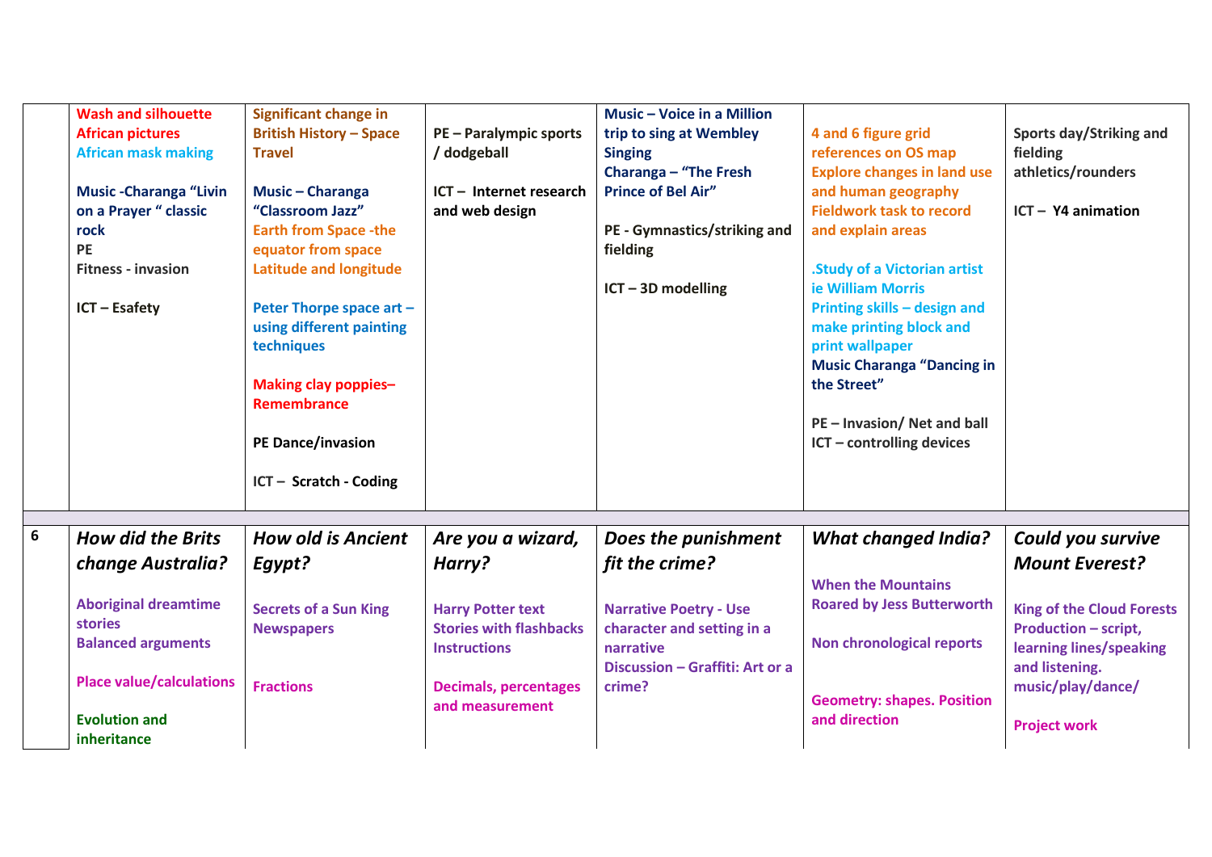| | | | | | | |
|---|---|---|---|---|---|---|
| | Wash and silhouette African pictures<br>African mask making<br><br>Music -Charanga "Livin on a Prayer " classic rock<br>PE<br>Fitness - invasion<br><br>ICT – Esafety | Significant change in British History – Space Travel<br><br>Music – Charanga "Classroom Jazz"<br>Earth from Space -the equator from space<br>Latitude and longitude<br><br>Peter Thorpe space art – using different painting techniques<br><br>Making clay poppies– Remembrance<br><br>PE Dance/invasion<br><br>ICT – Scratch - Coding | PE – Paralympic sports / dodgeball<br><br>ICT – Internet research and web design | Music – Voice in a Million trip to sing at Wembley<br>Singing<br>Charanga – "The Fresh Prince of Bel Air"<br><br>PE - Gymnastics/striking and fielding<br><br>ICT – 3D modelling | 4 and 6 figure grid references on OS map<br>Explore changes in land use and human geography<br>Fieldwork task to record and explain areas<br><br>.Study of a Victorian artist ie William Morris<br>Printing skills – design and make printing block and print wallpaper<br>Music Charanga "Dancing in the Street"<br><br>PE – Invasion/ Net and ball<br>ICT – controlling devices | Sports day/Striking and fielding<br>athletics/rounders<br><br>ICT – Y4 animation |
| | | | | | | |
| 6 | ***How did the Brits change Australia?***<br><br>Aboriginal dreamtime stories<br>Balanced arguments<br><br>Place value/calculations<br><br>Evolution and inheritance | ***How old is Ancient Egypt?***<br><br>Secrets of a Sun King<br>Newspapers<br><br>Fractions | ***Are you a wizard, Harry?***<br><br>Harry Potter text<br>Stories with flashbacks<br>Instructions<br><br>Decimals, percentages and measurement | ***Does the punishment fit the crime?***<br><br>Narrative Poetry - Use character and setting in a narrative<br>Discussion – Graffiti: Art or a crime? | ***What changed India?***<br><br>When the Mountains Roared by Jess Butterworth<br><br>Non chronological reports<br><br>Geometry: shapes. Position and direction | ***Could you survive Mount Everest?***<br><br>King of the Cloud Forests<br>Production – script, learning lines/speaking and listening. music/play/dance/<br><br>Project work |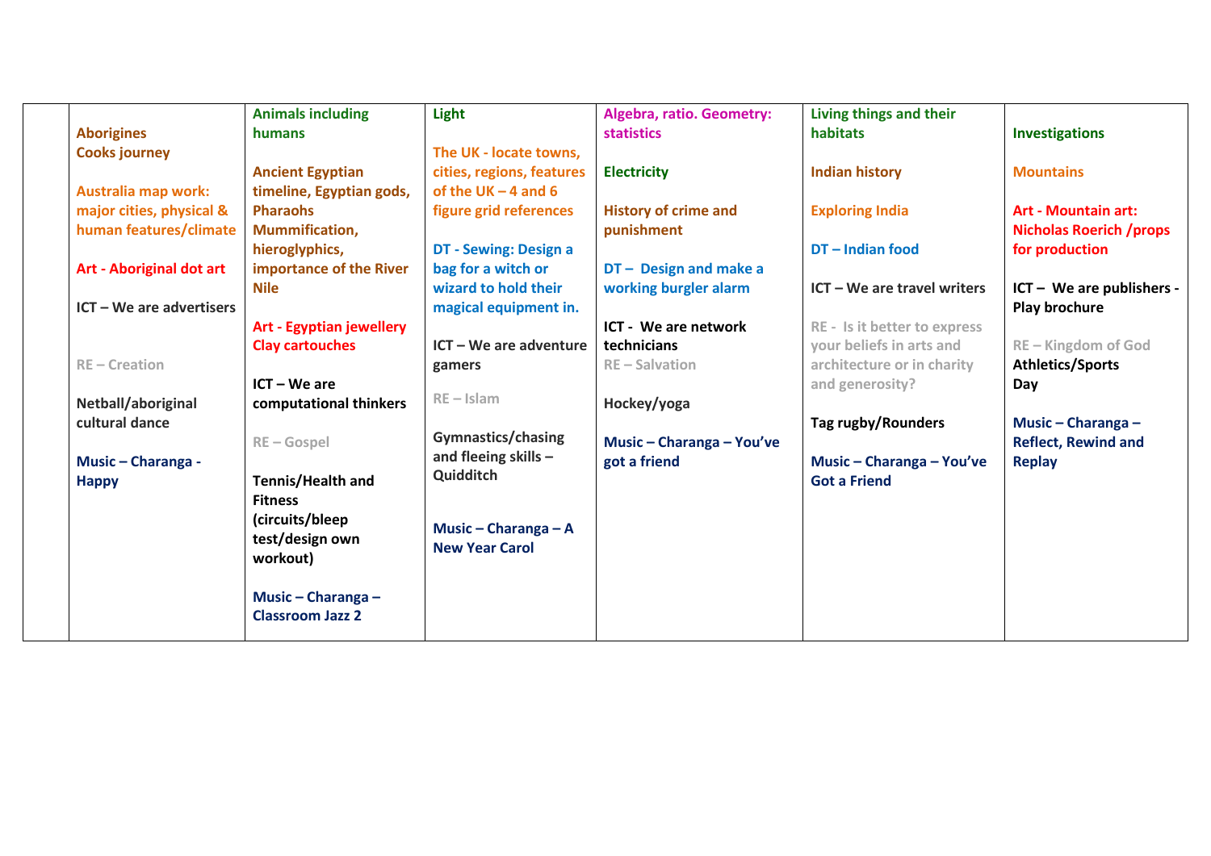| | | | | | | |
|---|---|---|---|---|---|---|
| | Aborigines<br>Cooks journey<br><br>Australia map work: major cities, physical & human features/climate<br><br>Art - Aboriginal dot art<br><br>ICT – We are advertisers<br><br>RE – Creation<br><br>Netball/aboriginal cultural dance<br><br>Music – Charanga - Happy | Animals including humans<br><br>Ancient Egyptian timeline, Egyptian gods, Pharaohs Mummification, hieroglyphics, importance of the River Nile<br><br>Art - Egyptian jewellery Clay cartouches<br><br>ICT – We are computational thinkers<br><br>RE – Gospel<br><br>Tennis/Health and Fitness (circuits/bleep test/design own workout)<br><br>Music – Charanga – Classroom Jazz 2 | Light<br><br>The UK - locate towns, cities, regions, features of the UK – 4 and 6 figure grid references<br><br>DT - Sewing: Design a bag for a witch or wizard to hold their magical equipment in.<br><br>ICT – We are adventure gamers<br><br>RE – Islam<br><br>Gymnastics/chasing and fleeing skills – Quidditch<br><br>Music – Charanga – A New Year Carol | Algebra, ratio. Geometry: statistics<br><br>Electricity<br><br>History of crime and punishment<br><br>DT – Design and make a working burgler alarm<br><br>ICT - We are network technicians<br>RE – Salvation<br><br>Hockey/yoga<br><br>Music – Charanga – You've got a friend | Living things and their habitats<br><br>Indian history<br><br>Exploring India<br><br>DT – Indian food<br><br>ICT – We are travel writers<br><br>RE - Is it better to express your beliefs in arts and architecture or in charity and generosity?<br><br>Tag rugby/Rounders<br><br>Music – Charanga – You've Got a Friend | Investigations<br><br>Mountains<br><br>Art - Mountain art: Nicholas Roerich /props for production<br><br>ICT – We are publishers - Play brochure<br><br>RE – Kingdom of God<br>Athletics/Sports Day<br><br>Music – Charanga – Reflect, Rewind and Replay |